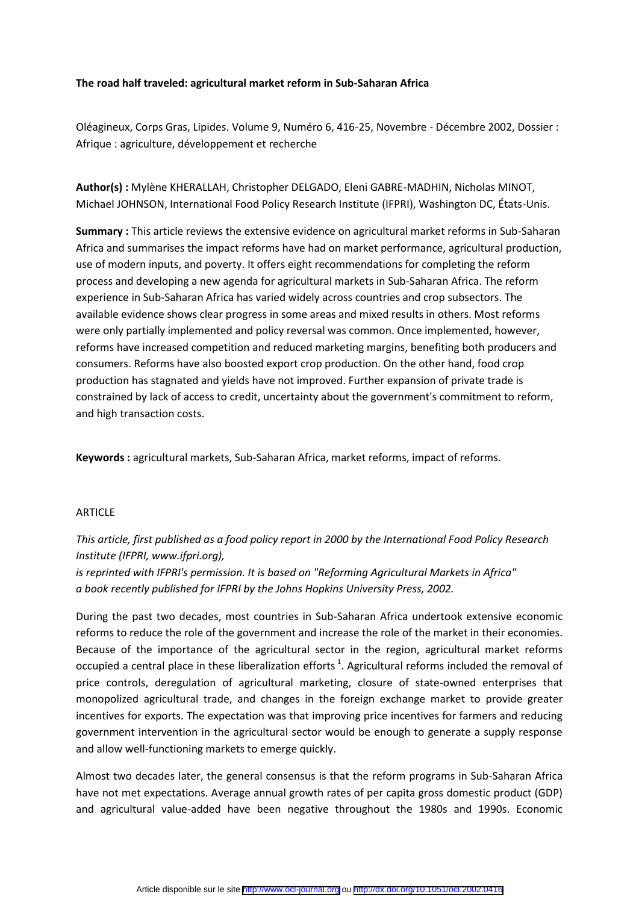**The road half traveled: agricultural market reform in Sub-Saharan Africa**

Oléagineux, Corps Gras, Lipides. Volume 9, Numéro 6, 416-25, Novembre - Décembre 2002, Dossier : Afrique : agriculture, développement et recherche

**Author(s) :** Mylène KHERALLAH, Christopher DELGADO, Eleni GABRE-MADHIN, Nicholas MINOT, Michael JOHNSON, International Food Policy Research Institute (IFPRI), Washington DC, États-Unis.

**Summary :** This article reviews the extensive evidence on agricultural market reforms in Sub-Saharan Africa and summarises the impact reforms have had on market performance, agricultural production, use of modern inputs, and poverty. It offers eight recommendations for completing the reform process and developing a new agenda for agricultural markets in Sub-Saharan Africa. The reform experience in Sub-Saharan Africa has varied widely across countries and crop subsectors. The available evidence shows clear progress in some areas and mixed results in others. Most reforms were only partially implemented and policy reversal was common. Once implemented, however, reforms have increased competition and reduced marketing margins, benefiting both producers and consumers. Reforms have also boosted export crop production. On the other hand, food crop production has stagnated and yields have not improved. Further expansion of private trade is constrained by lack of access to credit, uncertainty about the government's commitment to reform, and high transaction costs.

**Keywords :** agricultural markets, Sub-Saharan Africa, market reforms, impact of reforms.

ARTICLE

*This article, first published as a food policy report in 2000 by the International Food Policy Research Institute (IFPRI, www.ifpri.org),*
*is reprinted with IFPRI's permission. It is based on "Reforming Agricultural Markets in Africa" a book recently published for IFPRI by the Johns Hopkins University Press, 2002.*

During the past two decades, most countries in Sub-Saharan Africa undertook extensive economic reforms to reduce the role of the government and increase the role of the market in their economies. Because of the importance of the agricultural sector in the region, agricultural market reforms occupied a central place in these liberalization efforts [1]. Agricultural reforms included the removal of price controls, deregulation of agricultural marketing, closure of state-owned enterprises that monopolized agricultural trade, and changes in the foreign exchange market to provide greater incentives for exports. The expectation was that improving price incentives for farmers and reducing government intervention in the agricultural sector would be enough to generate a supply response and allow well-functioning markets to emerge quickly.

Almost two decades later, the general consensus is that the reform programs in Sub-Saharan Africa have not met expectations. Average annual growth rates of per capita gross domestic product (GDP) and agricultural value-added have been negative throughout the 1980s and 1990s. Economic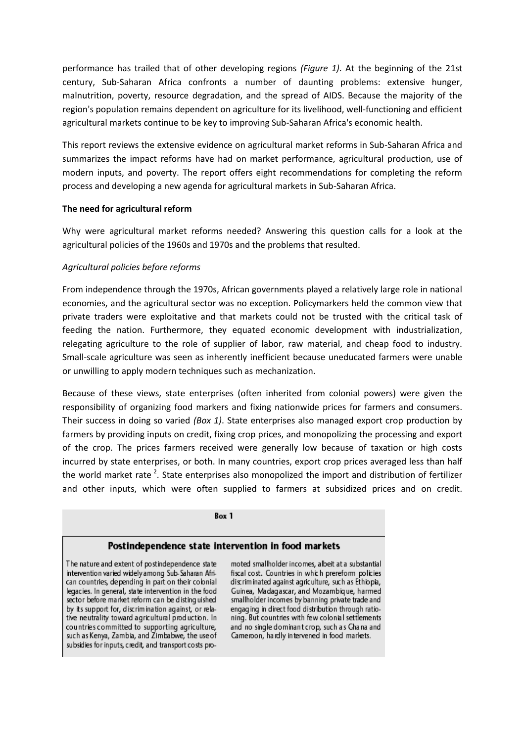performance has trailed that of other developing regions *(Figure 1)*. At the beginning of the 21st century, Sub-Saharan Africa confronts a number of daunting problems: extensive hunger, malnutrition, poverty, resource degradation, and the spread of AIDS. Because the majority of the region's population remains dependent on agriculture for its livelihood, well-functioning and efficient agricultural markets continue to be key to improving Sub-Saharan Africa's economic health.

This report reviews the extensive evidence on agricultural market reforms in Sub-Saharan Africa and summarizes the impact reforms have had on market performance, agricultural production, use of modern inputs, and poverty. The report offers eight recommendations for completing the reform process and developing a new agenda for agricultural markets in Sub-Saharan Africa.

**The need for agricultural reform**

Why were agricultural market reforms needed? Answering this question calls for a look at the agricultural policies of the 1960s and 1970s and the problems that resulted.

*Agricultural policies before reforms*

From independence through the 1970s, African governments played a relatively large role in national economies, and the agricultural sector was no exception. Policymarkers held the common view that private traders were exploitative and that markets could not be trusted with the critical task of feeding the nation. Furthermore, they equated economic development with industrialization, relegating agriculture to the role of supplier of labor, raw material, and cheap food to industry. Small-scale agriculture was seen as inherently inefficient because uneducated farmers were unable or unwilling to apply modern techniques such as mechanization.

Because of these views, state enterprises (often inherited from colonial powers) were given the responsibility of organizing food markers and fixing nationwide prices for farmers and consumers. Their success in doing so varied *(Box 1)*. State enterprises also managed export crop production by farmers by providing inputs on credit, fixing crop prices, and monopolizing the processing and export of the crop. The prices farmers received were generally low because of taxation or high costs incurred by state enterprises, or both. In many countries, export crop prices averaged less than half the world market rate [2]. State enterprises also monopolized the import and distribution of fertilizer and other inputs, which were often supplied to farmers at subsidized prices and on credit.

**Box 1**

**Postindependence state intervention in food markets**

The nature and extent of postindependence state intervention varied widely among Sub-Saharan African countries, depending in part on their colonial legacies. In general, state intervention in the food sector before market reform can be distinguished by its support for, discrimination against, or relative neutrality toward agricultural production. In countries committed to supporting agriculture, such as Kenya, Zambia, and Zimbabwe, the use of subsidies for inputs, credit, and transport costs promoted smallholder incomes, albeit at a substantial fiscal cost. Countries in which prereform policies discriminated against agriculture, such as Ethiopia, Guinea, Madagascar, and Mozambique, harmed smallholder incomes by banning private trade and engaging in direct food distribution through rationing. But countries with few colonial settlements and no single dominant crop, such as Ghana and Cameroon, hardly intervened in food markets.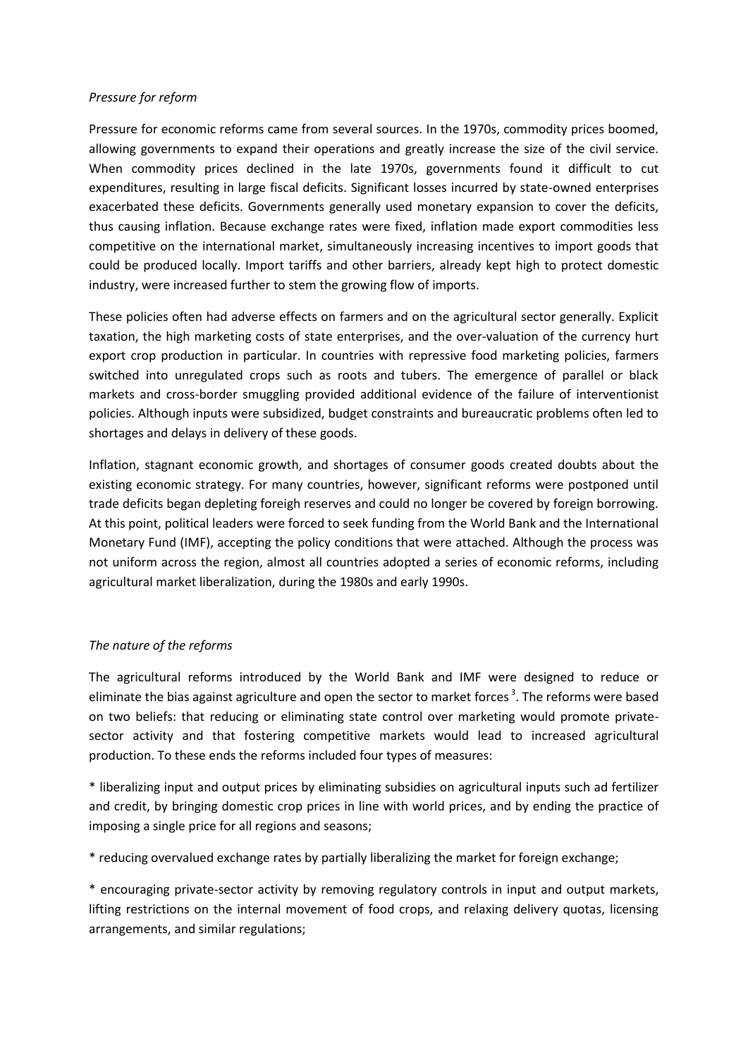*Pressure for reform*

Pressure for economic reforms came from several sources. In the 1970s, commodity prices boomed, allowing governments to expand their operations and greatly increase the size of the civil service. When commodity prices declined in the late 1970s, governments found it difficult to cut expenditures, resulting in large fiscal deficits. Significant losses incurred by state-owned enterprises exacerbated these deficits. Governments generally used monetary expansion to cover the deficits, thus causing inflation. Because exchange rates were fixed, inflation made export commodities less competitive on the international market, simultaneously increasing incentives to import goods that could be produced locally. Import tariffs and other barriers, already kept high to protect domestic industry, were increased further to stem the growing flow of imports.

These policies often had adverse effects on farmers and on the agricultural sector generally. Explicit taxation, the high marketing costs of state enterprises, and the over-valuation of the currency hurt export crop production in particular. In countries with repressive food marketing policies, farmers switched into unregulated crops such as roots and tubers. The emergence of parallel or black markets and cross-border smuggling provided additional evidence of the failure of interventionist policies. Although inputs were subsidized, budget constraints and bureaucratic problems often led to shortages and delays in delivery of these goods.

Inflation, stagnant economic growth, and shortages of consumer goods created doubts about the existing economic strategy. For many countries, however, significant reforms were postponed until trade deficits began depleting foreigh reserves and could no longer be covered by foreign borrowing. At this point, political leaders were forced to seek funding from the World Bank and the International Monetary Fund (IMF), accepting the policy conditions that were attached. Although the process was not uniform across the region, almost all countries adopted a series of economic reforms, including agricultural market liberalization, during the 1980s and early 1990s.

*The nature of the reforms*

The agricultural reforms introduced by the World Bank and IMF were designed to reduce or eliminate the bias against agriculture and open the sector to market forces [3]. The reforms were based on two beliefs: that reducing or eliminating state control over marketing would promote private-sector activity and that fostering competitive markets would lead to increased agricultural production. To these ends the reforms included four types of measures:

* liberalizing input and output prices by eliminating subsidies on agricultural inputs such ad fertilizer and credit, by bringing domestic crop prices in line with world prices, and by ending the practice of imposing a single price for all regions and seasons;

* reducing overvalued exchange rates by partially liberalizing the market for foreign exchange;

* encouraging private-sector activity by removing regulatory controls in input and output markets, lifting restrictions on the internal movement of food crops, and relaxing delivery quotas, licensing arrangements, and similar regulations;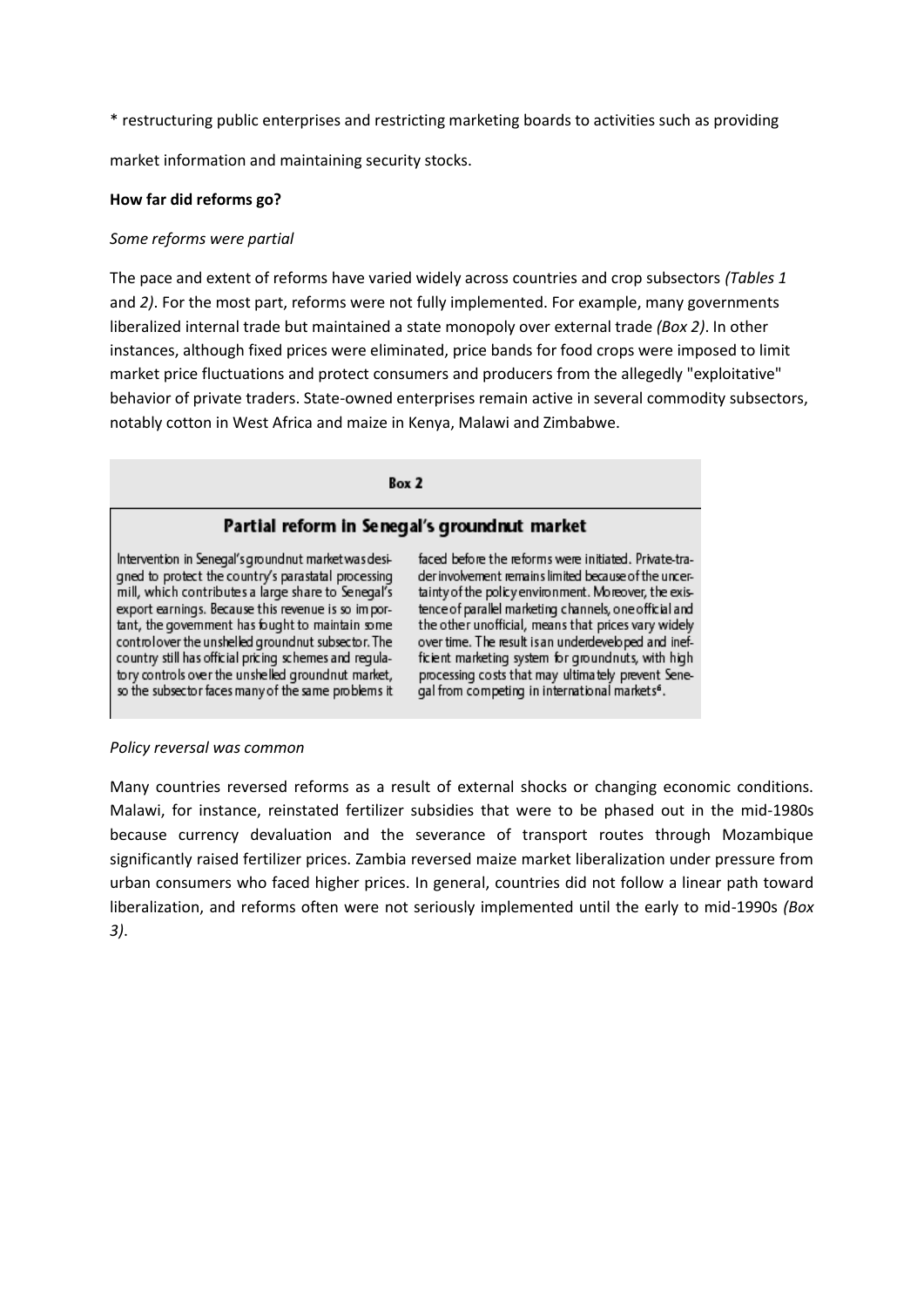* restructuring public enterprises and restricting marketing boards to activities such as providing market information and maintaining security stocks.

**How far did reforms go?**

*Some reforms were partial*

The pace and extent of reforms have varied widely across countries and crop subsectors *(Tables 1* and *2)*. For the most part, reforms were not fully implemented. For example, many governments liberalized internal trade but maintained a state monopoly over external trade *(Box 2)*. In other instances, although fixed prices were eliminated, price bands for food crops were imposed to limit market price fluctuations and protect consumers and producers from the allegedly "exploitative" behavior of private traders. State-owned enterprises remain active in several commodity subsectors, notably cotton in West Africa and maize in Kenya, Malawi and Zimbabwe.

**Box 2**

**Partial reform in Senegal's groundnut market**

Intervention in Senegal's groundnut market was designed to protect the country's parastatal processing mill, which contributes a large share to Senegal's export earnings. Because this revenue is so important, the government has fought to maintain some control over the unshelled groundnut subsector. The country still has official pricing schemes and regulatory controls over the unshelled groundnut market, so the subsector faces many of the same problems it faced before the reforms were initiated. Private-trader involvement remains limited because of the uncertainty of the policy environment. Moreover, the existence of parallel marketing channels, one official and the other unofficial, means that prices vary widely over time. The result is an underdeveloped and inefficient marketing system for groundnuts, with high processing costs that may ultimately prevent Senegal from competing in international markets[6].

*Policy reversal was common*

Many countries reversed reforms as a result of external shocks or changing economic conditions. Malawi, for instance, reinstated fertilizer subsidies that were to be phased out in the mid-1980s because currency devaluation and the severance of transport routes through Mozambique significantly raised fertilizer prices. Zambia reversed maize market liberalization under pressure from urban consumers who faced higher prices. In general, countries did not follow a linear path toward liberalization, and reforms often were not seriously implemented until the early to mid-1990s *(Box 3)*.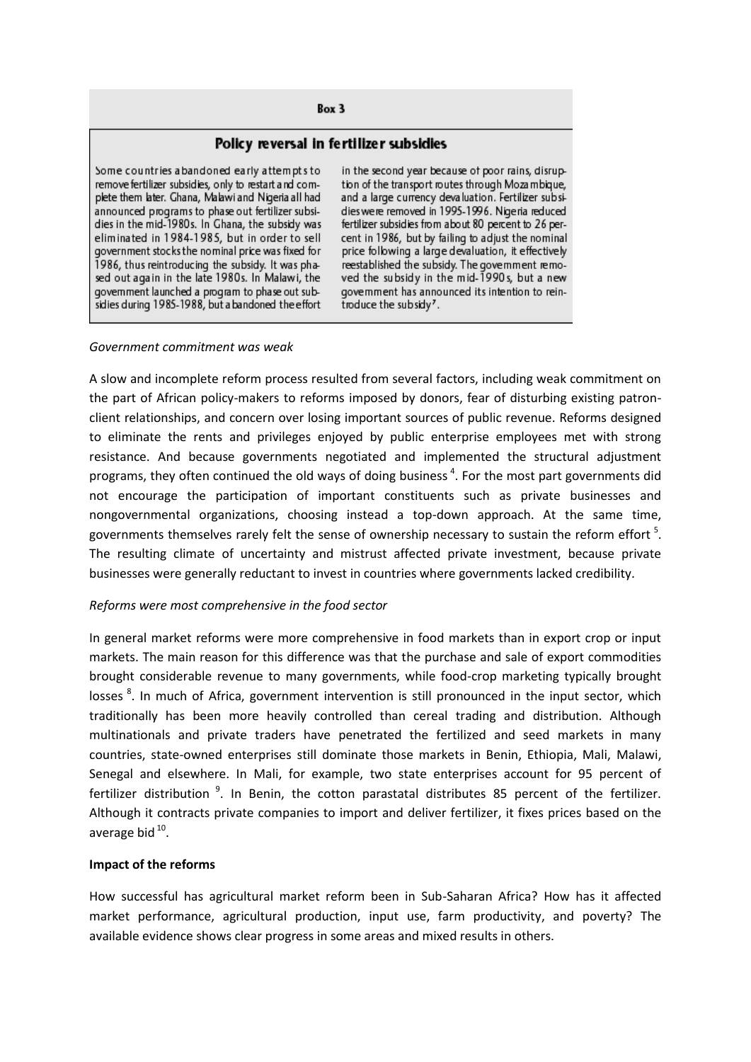**Box 3**

**Policy reversal in fertilizer subsidies**

Some countries abandoned early attempts to remove fertilizer subsidies, only to restart and complete them later. Ghana, Malawi and Nigeria all had announced programs to phase out fertilizer subsidies in the mid-1980s. In Ghana, the subsidy was eliminated in 1984-1985, but in order to sell government stocks the nominal price was fixed for 1986, thus reintroducing the subsidy. It was phased out again in the late 1980s. In Malawi, the government launched a program to phase out subsidies during 1985-1988, but abandoned the effort in the second year because of poor rains, disruption of the transport routes through Mozambique, and a large currency devaluation. Fertilizer subsidies were removed in 1995-1996. Nigeria reduced fertilizer subsidies from about 80 percent to 26 percent in 1986, but by failing to adjust the nominal price following a large devaluation, it effectively reestablished the subsidy. The government removed the subsidy in the mid-1990s, but a new government has announced its intention to reintroduce the subsidy[7].

*Government commitment was weak*

A slow and incomplete reform process resulted from several factors, including weak commitment on the part of African policy-makers to reforms imposed by donors, fear of disturbing existing patron-client relationships, and concern over losing important sources of public revenue. Reforms designed to eliminate the rents and privileges enjoyed by public enterprise employees met with strong resistance. And because governments negotiated and implemented the structural adjustment programs, they often continued the old ways of doing business [4]. For the most part governments did not encourage the participation of important constituents such as private businesses and nongovernmental organizations, choosing instead a top-down approach. At the same time, governments themselves rarely felt the sense of ownership necessary to sustain the reform effort [5]. The resulting climate of uncertainty and mistrust affected private investment, because private businesses were generally reductant to invest in countries where governments lacked credibility.

*Reforms were most comprehensive in the food sector*

In general market reforms were more comprehensive in food markets than in export crop or input markets. The main reason for this difference was that the purchase and sale of export commodities brought considerable revenue to many governments, while food-crop marketing typically brought losses [8]. In much of Africa, government intervention is still pronounced in the input sector, which traditionally has been more heavily controlled than cereal trading and distribution. Although multinationals and private traders have penetrated the fertilized and seed markets in many countries, state-owned enterprises still dominate those markets in Benin, Ethiopia, Mali, Malawi, Senegal and elsewhere. In Mali, for example, two state enterprises account for 95 percent of fertilizer distribution [9]. In Benin, the cotton parastatal distributes 85 percent of the fertilizer. Although it contracts private companies to import and deliver fertilizer, it fixes prices based on the average bid [10].

**Impact of the reforms**

How successful has agricultural market reform been in Sub-Saharan Africa? How has it affected market performance, agricultural production, input use, farm productivity, and poverty? The available evidence shows clear progress in some areas and mixed results in others.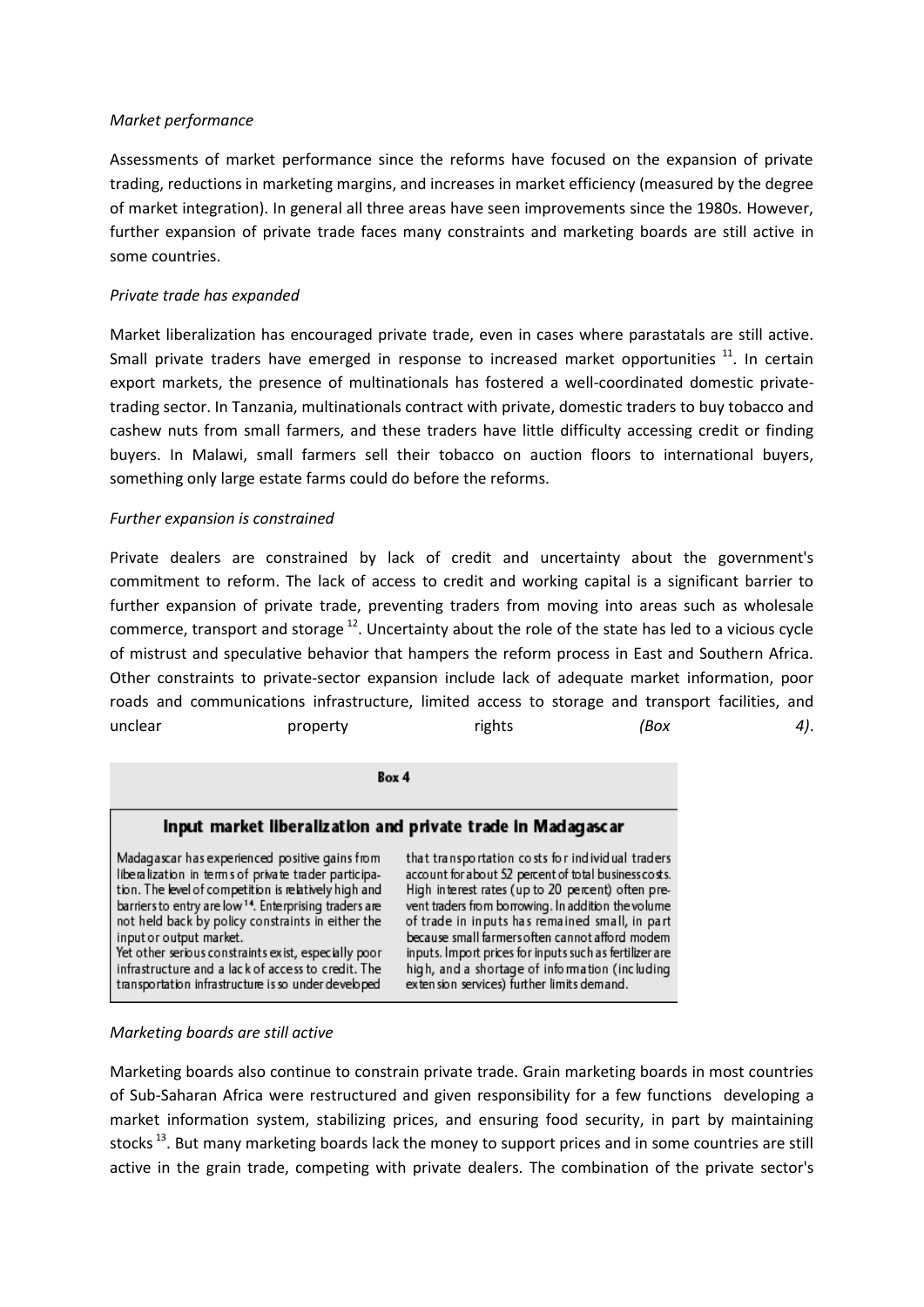*Market performance*

Assessments of market performance since the reforms have focused on the expansion of private trading, reductions in marketing margins, and increases in market efficiency (measured by the degree of market integration). In general all three areas have seen improvements since the 1980s. However, further expansion of private trade faces many constraints and marketing boards are still active in some countries.

*Private trade has expanded*

Market liberalization has encouraged private trade, even in cases where parastatals are still active. Small private traders have emerged in response to increased market opportunities [11]. In certain export markets, the presence of multinationals has fostered a well-coordinated domestic private-trading sector. In Tanzania, multinationals contract with private, domestic traders to buy tobacco and cashew nuts from small farmers, and these traders have little difficulty accessing credit or finding buyers. In Malawi, small farmers sell their tobacco on auction floors to international buyers, something only large estate farms could do before the reforms.

*Further expansion is constrained*

Private dealers are constrained by lack of credit and uncertainty about the government's commitment to reform. The lack of access to credit and working capital is a significant barrier to further expansion of private trade, preventing traders from moving into areas such as wholesale commerce, transport and storage [12]. Uncertainty about the role of the state has led to a vicious cycle of mistrust and speculative behavior that hampers the reform process in East and Southern Africa. Other constraints to private-sector expansion include lack of adequate market information, poor roads and communications infrastructure, limited access to storage and transport facilities, and unclear property rights *(Box 4)*.

**Box 4**

**Input market liberalization and private trade in Madagascar**

Madagascar has experienced positive gains from liberalization in terms of private trader participation. The level of competition is relatively high and barriers to entry are low [14]. Enterprising traders are not held back by policy constraints in either the input or output market.

Yet other serious constraints exist, especially poor infrastructure and a lack of access to credit. The transportation infrastructure is so underdeveloped that transportation costs for individual traders account for about 52 percent of total business costs. High interest rates (up to 20 percent) often prevent traders from borrowing. In addition the volume of trade in inputs has remained small, in part because small farmers often cannot afford modern inputs. Import prices for inputs such as fertilizer are high, and a shortage of information (including extension services) further limits demand.

*Marketing boards are still active*

Marketing boards also continue to constrain private trade. Grain marketing boards in most countries of Sub-Saharan Africa were restructured and given responsibility for a few functions developing a market information system, stabilizing prices, and ensuring food security, in part by maintaining stocks [13]. But many marketing boards lack the money to support prices and in some countries are still active in the grain trade, competing with private dealers. The combination of the private sector's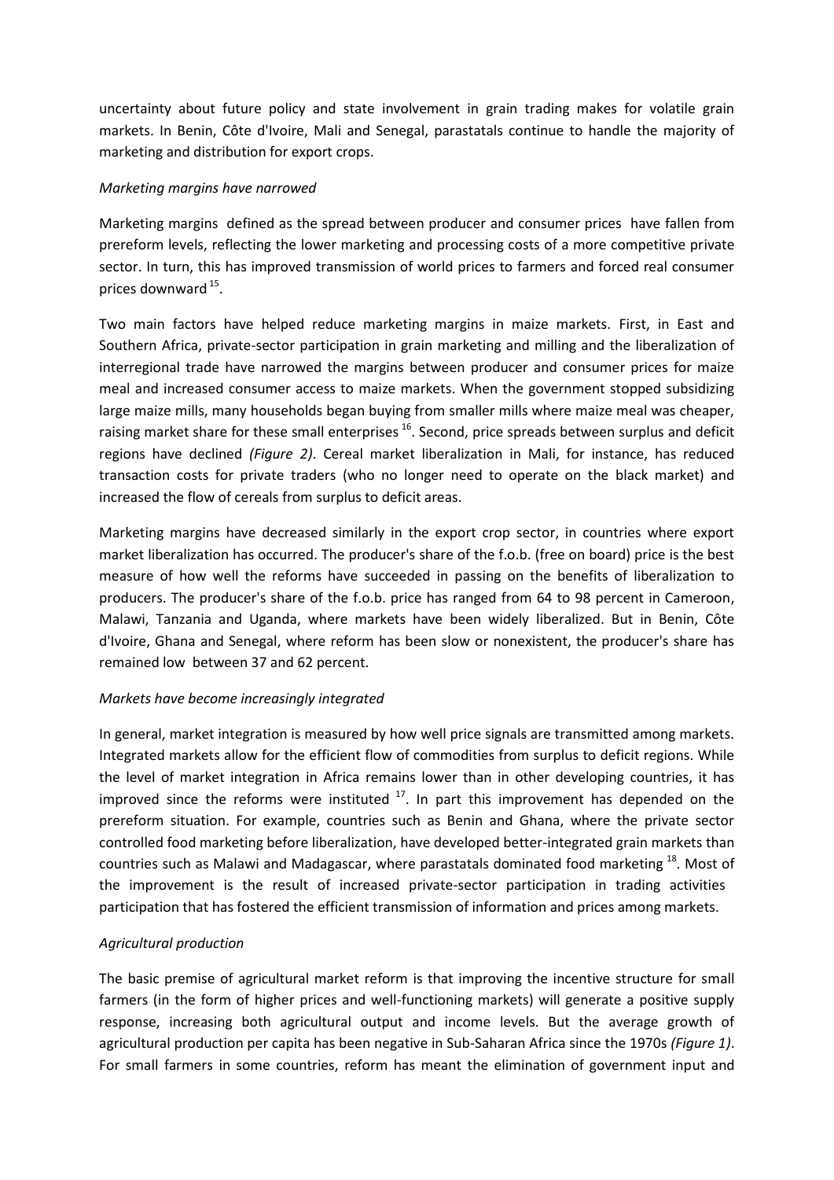uncertainty about future policy and state involvement in grain trading makes for volatile grain markets. In Benin, Côte d'Ivoire, Mali and Senegal, parastatals continue to handle the majority of marketing and distribution for export crops.

*Marketing margins have narrowed*

Marketing margins defined as the spread between producer and consumer prices have fallen from prereform levels, reflecting the lower marketing and processing costs of a more competitive private sector. In turn, this has improved transmission of world prices to farmers and forced real consumer prices downward [15].

Two main factors have helped reduce marketing margins in maize markets. First, in East and Southern Africa, private-sector participation in grain marketing and milling and the liberalization of interregional trade have narrowed the margins between producer and consumer prices for maize meal and increased consumer access to maize markets. When the government stopped subsidizing large maize mills, many households began buying from smaller mills where maize meal was cheaper, raising market share for these small enterprises [16]. Second, price spreads between surplus and deficit regions have declined *(Figure 2)*. Cereal market liberalization in Mali, for instance, has reduced transaction costs for private traders (who no longer need to operate on the black market) and increased the flow of cereals from surplus to deficit areas.

Marketing margins have decreased similarly in the export crop sector, in countries where export market liberalization has occurred. The producer's share of the f.o.b. (free on board) price is the best measure of how well the reforms have succeeded in passing on the benefits of liberalization to producers. The producer's share of the f.o.b. price has ranged from 64 to 98 percent in Cameroon, Malawi, Tanzania and Uganda, where markets have been widely liberalized. But in Benin, Côte d'Ivoire, Ghana and Senegal, where reform has been slow or nonexistent, the producer's share has remained low between 37 and 62 percent.

*Markets have become increasingly integrated*

In general, market integration is measured by how well price signals are transmitted among markets. Integrated markets allow for the efficient flow of commodities from surplus to deficit regions. While the level of market integration in Africa remains lower than in other developing countries, it has improved since the reforms were instituted [17]. In part this improvement has depended on the prereform situation. For example, countries such as Benin and Ghana, where the private sector controlled food marketing before liberalization, have developed better-integrated grain markets than countries such as Malawi and Madagascar, where parastatals dominated food marketing [18]. Most of the improvement is the result of increased private-sector participation in trading activities participation that has fostered the efficient transmission of information and prices among markets.

*Agricultural production*

The basic premise of agricultural market reform is that improving the incentive structure for small farmers (in the form of higher prices and well-functioning markets) will generate a positive supply response, increasing both agricultural output and income levels. But the average growth of agricultural production per capita has been negative in Sub-Saharan Africa since the 1970s *(Figure 1)*. For small farmers in some countries, reform has meant the elimination of government input and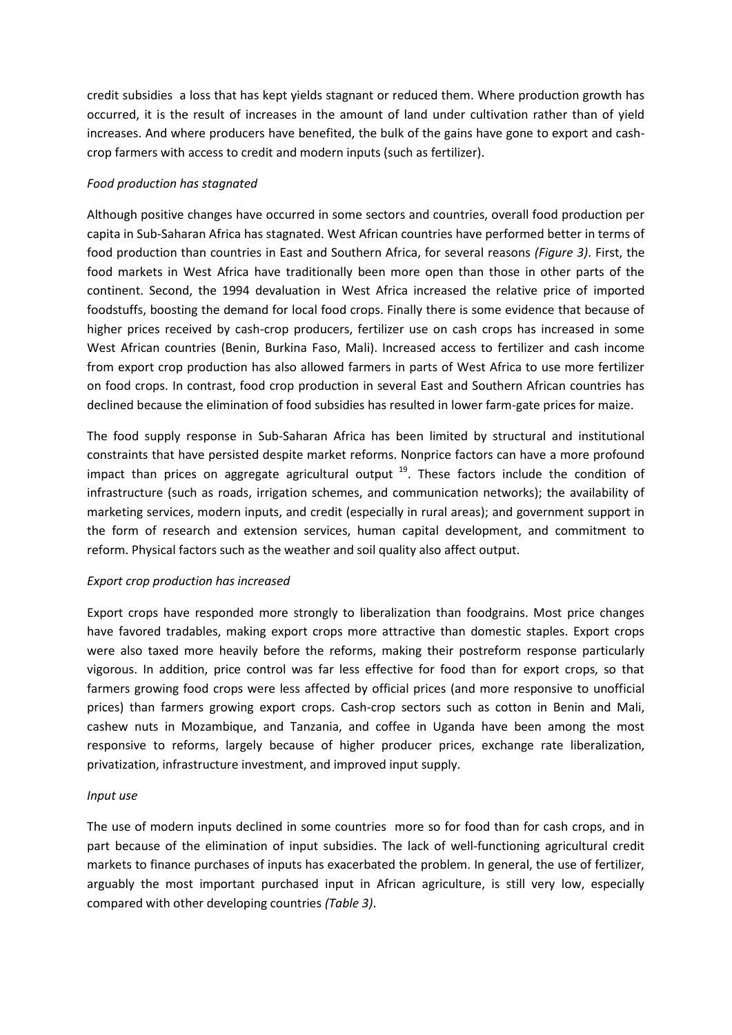credit subsidies a loss that has kept yields stagnant or reduced them. Where production growth has occurred, it is the result of increases in the amount of land under cultivation rather than of yield increases. And where producers have benefited, the bulk of the gains have gone to export and cash-crop farmers with access to credit and modern inputs (such as fertilizer).

*Food production has stagnated*

Although positive changes have occurred in some sectors and countries, overall food production per capita in Sub-Saharan Africa has stagnated. West African countries have performed better in terms of food production than countries in East and Southern Africa, for several reasons *(Figure 3)*. First, the food markets in West Africa have traditionally been more open than those in other parts of the continent. Second, the 1994 devaluation in West Africa increased the relative price of imported foodstuffs, boosting the demand for local food crops. Finally there is some evidence that because of higher prices received by cash-crop producers, fertilizer use on cash crops has increased in some West African countries (Benin, Burkina Faso, Mali). Increased access to fertilizer and cash income from export crop production has also allowed farmers in parts of West Africa to use more fertilizer on food crops. In contrast, food crop production in several East and Southern African countries has declined because the elimination of food subsidies has resulted in lower farm-gate prices for maize.

The food supply response in Sub-Saharan Africa has been limited by structural and institutional constraints that have persisted despite market reforms. Nonprice factors can have a more profound impact than prices on aggregate agricultural output [19]. These factors include the condition of infrastructure (such as roads, irrigation schemes, and communication networks); the availability of marketing services, modern inputs, and credit (especially in rural areas); and government support in the form of research and extension services, human capital development, and commitment to reform. Physical factors such as the weather and soil quality also affect output.

*Export crop production has increased*

Export crops have responded more strongly to liberalization than foodgrains. Most price changes have favored tradables, making export crops more attractive than domestic staples. Export crops were also taxed more heavily before the reforms, making their postreform response particularly vigorous. In addition, price control was far less effective for food than for export crops, so that farmers growing food crops were less affected by official prices (and more responsive to unofficial prices) than farmers growing export crops. Cash-crop sectors such as cotton in Benin and Mali, cashew nuts in Mozambique, and Tanzania, and coffee in Uganda have been among the most responsive to reforms, largely because of higher producer prices, exchange rate liberalization, privatization, infrastructure investment, and improved input supply.

*Input use*

The use of modern inputs declined in some countries more so for food than for cash crops, and in part because of the elimination of input subsidies. The lack of well-functioning agricultural credit markets to finance purchases of inputs has exacerbated the problem. In general, the use of fertilizer, arguably the most important purchased input in African agriculture, is still very low, especially compared with other developing countries *(Table 3)*.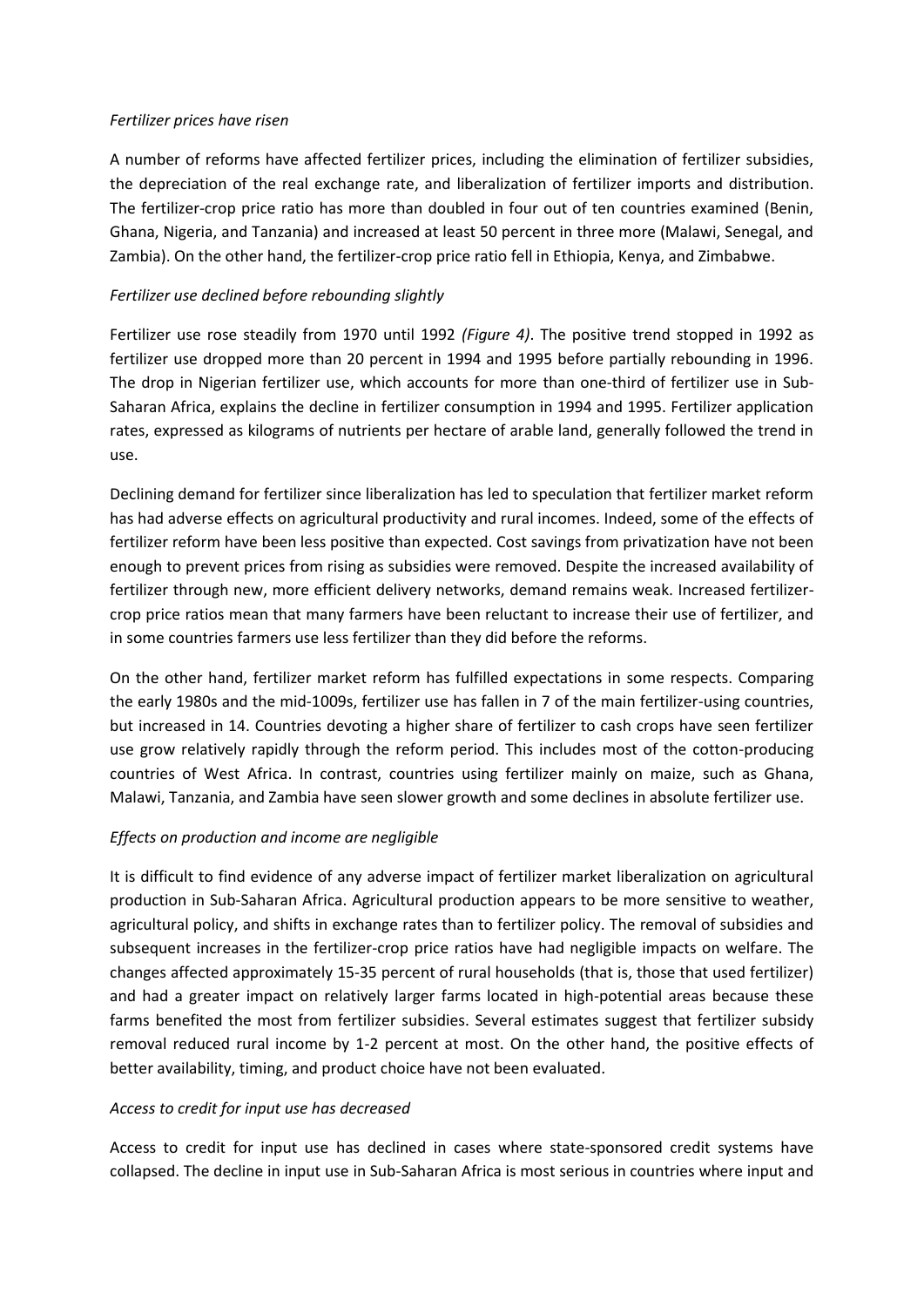*Fertilizer prices have risen*

A number of reforms have affected fertilizer prices, including the elimination of fertilizer subsidies, the depreciation of the real exchange rate, and liberalization of fertilizer imports and distribution. The fertilizer-crop price ratio has more than doubled in four out of ten countries examined (Benin, Ghana, Nigeria, and Tanzania) and increased at least 50 percent in three more (Malawi, Senegal, and Zambia). On the other hand, the fertilizer-crop price ratio fell in Ethiopia, Kenya, and Zimbabwe.

*Fertilizer use declined before rebounding slightly*

Fertilizer use rose steadily from 1970 until 1992 *(Figure 4)*. The positive trend stopped in 1992 as fertilizer use dropped more than 20 percent in 1994 and 1995 before partially rebounding in 1996. The drop in Nigerian fertilizer use, which accounts for more than one-third of fertilizer use in Sub-Saharan Africa, explains the decline in fertilizer consumption in 1994 and 1995. Fertilizer application rates, expressed as kilograms of nutrients per hectare of arable land, generally followed the trend in use.

Declining demand for fertilizer since liberalization has led to speculation that fertilizer market reform has had adverse effects on agricultural productivity and rural incomes. Indeed, some of the effects of fertilizer reform have been less positive than expected. Cost savings from privatization have not been enough to prevent prices from rising as subsidies were removed. Despite the increased availability of fertilizer through new, more efficient delivery networks, demand remains weak. Increased fertilizer-crop price ratios mean that many farmers have been reluctant to increase their use of fertilizer, and in some countries farmers use less fertilizer than they did before the reforms.

On the other hand, fertilizer market reform has fulfilled expectations in some respects. Comparing the early 1980s and the mid-1009s, fertilizer use has fallen in 7 of the main fertilizer-using countries, but increased in 14. Countries devoting a higher share of fertilizer to cash crops have seen fertilizer use grow relatively rapidly through the reform period. This includes most of the cotton-producing countries of West Africa. In contrast, countries using fertilizer mainly on maize, such as Ghana, Malawi, Tanzania, and Zambia have seen slower growth and some declines in absolute fertilizer use.

*Effects on production and income are negligible*

It is difficult to find evidence of any adverse impact of fertilizer market liberalization on agricultural production in Sub-Saharan Africa. Agricultural production appears to be more sensitive to weather, agricultural policy, and shifts in exchange rates than to fertilizer policy. The removal of subsidies and subsequent increases in the fertilizer-crop price ratios have had negligible impacts on welfare. The changes affected approximately 15-35 percent of rural households (that is, those that used fertilizer) and had a greater impact on relatively larger farms located in high-potential areas because these farms benefited the most from fertilizer subsidies. Several estimates suggest that fertilizer subsidy removal reduced rural income by 1-2 percent at most. On the other hand, the positive effects of better availability, timing, and product choice have not been evaluated.

*Access to credit for input use has decreased*

Access to credit for input use has declined in cases where state-sponsored credit systems have collapsed. The decline in input use in Sub-Saharan Africa is most serious in countries where input and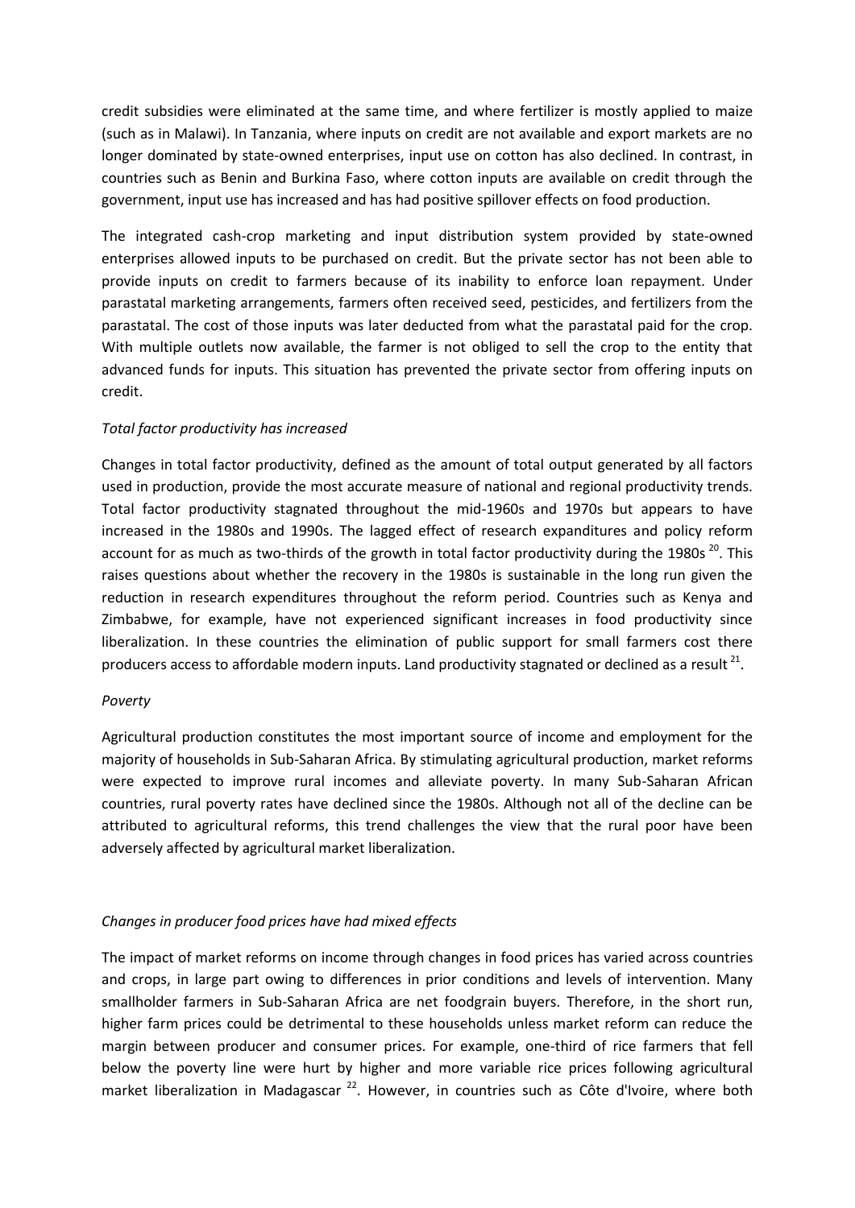credit subsidies were eliminated at the same time, and where fertilizer is mostly applied to maize (such as in Malawi). In Tanzania, where inputs on credit are not available and export markets are no longer dominated by state-owned enterprises, input use on cotton has also declined. In contrast, in countries such as Benin and Burkina Faso, where cotton inputs are available on credit through the government, input use has increased and has had positive spillover effects on food production.

The integrated cash-crop marketing and input distribution system provided by state-owned enterprises allowed inputs to be purchased on credit. But the private sector has not been able to provide inputs on credit to farmers because of its inability to enforce loan repayment. Under parastatal marketing arrangements, farmers often received seed, pesticides, and fertilizers from the parastatal. The cost of those inputs was later deducted from what the parastatal paid for the crop. With multiple outlets now available, the farmer is not obliged to sell the crop to the entity that advanced funds for inputs. This situation has prevented the private sector from offering inputs on credit.

*Total factor productivity has increased*

Changes in total factor productivity, defined as the amount of total output generated by all factors used in production, provide the most accurate measure of national and regional productivity trends. Total factor productivity stagnated throughout the mid-1960s and 1970s but appears to have increased in the 1980s and 1990s. The lagged effect of research expanditures and policy reform account for as much as two-thirds of the growth in total factor productivity during the 1980s [20]. This raises questions about whether the recovery in the 1980s is sustainable in the long run given the reduction in research expenditures throughout the reform period. Countries such as Kenya and Zimbabwe, for example, have not experienced significant increases in food productivity since liberalization. In these countries the elimination of public support for small farmers cost there producers access to affordable modern inputs. Land productivity stagnated or declined as a result [21].

*Poverty*

Agricultural production constitutes the most important source of income and employment for the majority of households in Sub-Saharan Africa. By stimulating agricultural production, market reforms were expected to improve rural incomes and alleviate poverty. In many Sub-Saharan African countries, rural poverty rates have declined since the 1980s. Although not all of the decline can be attributed to agricultural reforms, this trend challenges the view that the rural poor have been adversely affected by agricultural market liberalization.

*Changes in producer food prices have had mixed effects*

The impact of market reforms on income through changes in food prices has varied across countries and crops, in large part owing to differences in prior conditions and levels of intervention. Many smallholder farmers in Sub-Saharan Africa are net foodgrain buyers. Therefore, in the short run, higher farm prices could be detrimental to these households unless market reform can reduce the margin between producer and consumer prices. For example, one-third of rice farmers that fell below the poverty line were hurt by higher and more variable rice prices following agricultural market liberalization in Madagascar [22]. However, in countries such as Côte d'Ivoire, where both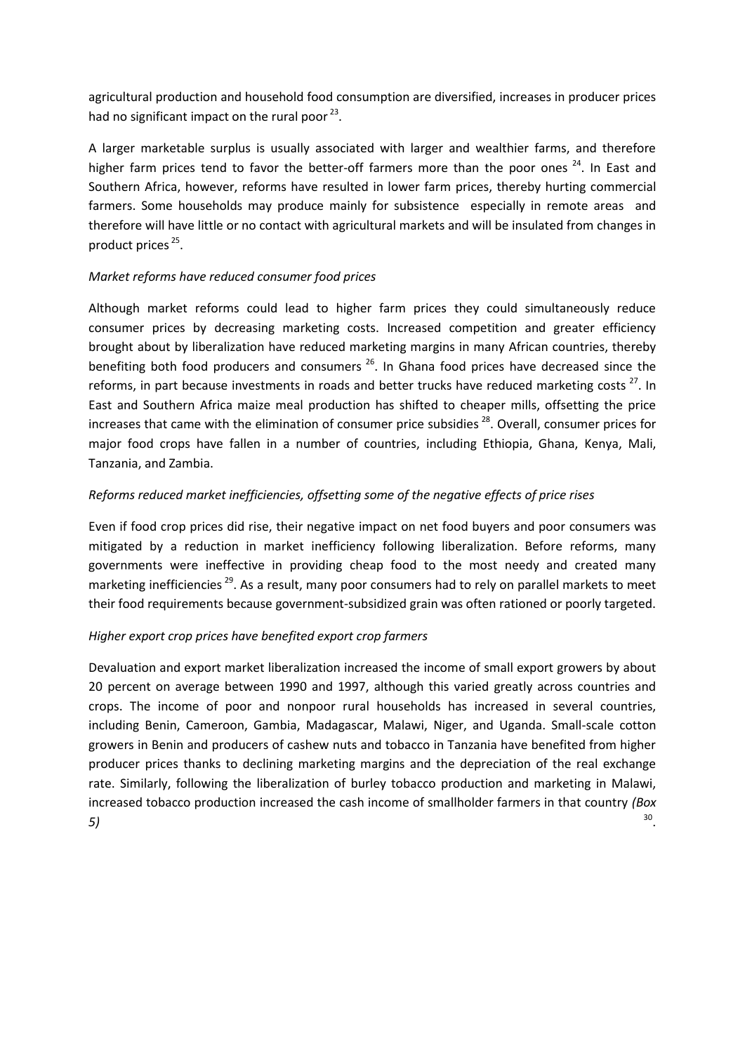agricultural production and household food consumption are diversified, increases in producer prices had no significant impact on the rural poor [23].

A larger marketable surplus is usually associated with larger and wealthier farms, and therefore higher farm prices tend to favor the better-off farmers more than the poor ones [24]. In East and Southern Africa, however, reforms have resulted in lower farm prices, thereby hurting commercial farmers. Some households may produce mainly for subsistence especially in remote areas and therefore will have little or no contact with agricultural markets and will be insulated from changes in product prices [25].

*Market reforms have reduced consumer food prices*

Although market reforms could lead to higher farm prices they could simultaneously reduce consumer prices by decreasing marketing costs. Increased competition and greater efficiency brought about by liberalization have reduced marketing margins in many African countries, thereby benefiting both food producers and consumers [26]. In Ghana food prices have decreased since the reforms, in part because investments in roads and better trucks have reduced marketing costs [27]. In East and Southern Africa maize meal production has shifted to cheaper mills, offsetting the price increases that came with the elimination of consumer price subsidies [28]. Overall, consumer prices for major food crops have fallen in a number of countries, including Ethiopia, Ghana, Kenya, Mali, Tanzania, and Zambia.

*Reforms reduced market inefficiencies, offsetting some of the negative effects of price rises*

Even if food crop prices did rise, their negative impact on net food buyers and poor consumers was mitigated by a reduction in market inefficiency following liberalization. Before reforms, many governments were ineffective in providing cheap food to the most needy and created many marketing inefficiencies [29]. As a result, many poor consumers had to rely on parallel markets to meet their food requirements because government-subsidized grain was often rationed or poorly targeted.

*Higher export crop prices have benefited export crop farmers*

Devaluation and export market liberalization increased the income of small export growers by about 20 percent on average between 1990 and 1997, although this varied greatly across countries and crops. The income of poor and nonpoor rural households has increased in several countries, including Benin, Cameroon, Gambia, Madagascar, Malawi, Niger, and Uganda. Small-scale cotton growers in Benin and producers of cashew nuts and tobacco in Tanzania have benefited from higher producer prices thanks to declining marketing margins and the depreciation of the real exchange rate. Similarly, following the liberalization of burley tobacco production and marketing in Malawi, increased tobacco production increased the cash income of smallholder farmers in that country *(Box 5)* [30].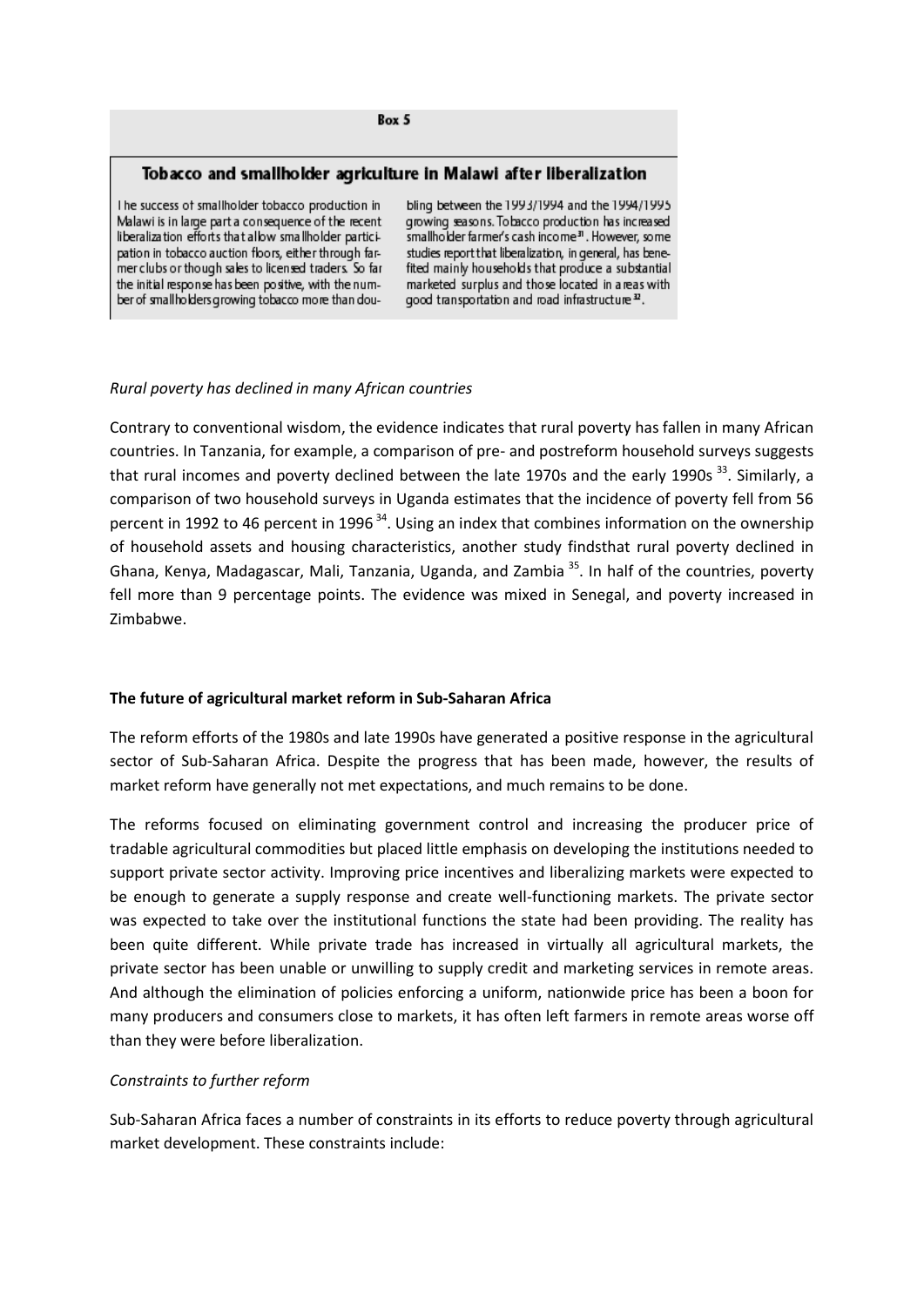**Box 5**

### Tobacco and smallholder agriculture in Malawi after liberalization

The success of smallholder tobacco production in Malawi is in large part a consequence of the recent liberalization efforts that allow smallholder participation in tobacco auction floors, either through farmer clubs or though sales to licensed traders. So far the initial response has been positive, with the number of smallholders growing tobacco more than doubling between the 1993/1994 and the 1994/1995 growing seasons. Tobacco production has increased smallholder farmer's cash income[31]. However, some studies report that liberalization, in general, has benefited mainly households that produce a substantial marketed surplus and those located in areas with good transportation and road infrastructure[32].

*Rural poverty has declined in many African countries*

Contrary to conventional wisdom, the evidence indicates that rural poverty has fallen in many African countries. In Tanzania, for example, a comparison of pre- and postreform household surveys suggests that rural incomes and poverty declined between the late 1970s and the early 1990s [33]. Similarly, a comparison of two household surveys in Uganda estimates that the incidence of poverty fell from 56 percent in 1992 to 46 percent in 1996 [34]. Using an index that combines information on the ownership of household assets and housing characteristics, another study findsthat rural poverty declined in Ghana, Kenya, Madagascar, Mali, Tanzania, Uganda, and Zambia [35]. In half of the countries, poverty fell more than 9 percentage points. The evidence was mixed in Senegal, and poverty increased in Zimbabwe.

**The future of agricultural market reform in Sub-Saharan Africa**

The reform efforts of the 1980s and late 1990s have generated a positive response in the agricultural sector of Sub-Saharan Africa. Despite the progress that has been made, however, the results of market reform have generally not met expectations, and much remains to be done.

The reforms focused on eliminating government control and increasing the producer price of tradable agricultural commodities but placed little emphasis on developing the institutions needed to support private sector activity. Improving price incentives and liberalizing markets were expected to be enough to generate a supply response and create well-functioning markets. The private sector was expected to take over the institutional functions the state had been providing. The reality has been quite different. While private trade has increased in virtually all agricultural markets, the private sector has been unable or unwilling to supply credit and marketing services in remote areas. And although the elimination of policies enforcing a uniform, nationwide price has been a boon for many producers and consumers close to markets, it has often left farmers in remote areas worse off than they were before liberalization.

*Constraints to further reform*

Sub-Saharan Africa faces a number of constraints in its efforts to reduce poverty through agricultural market development. These constraints include: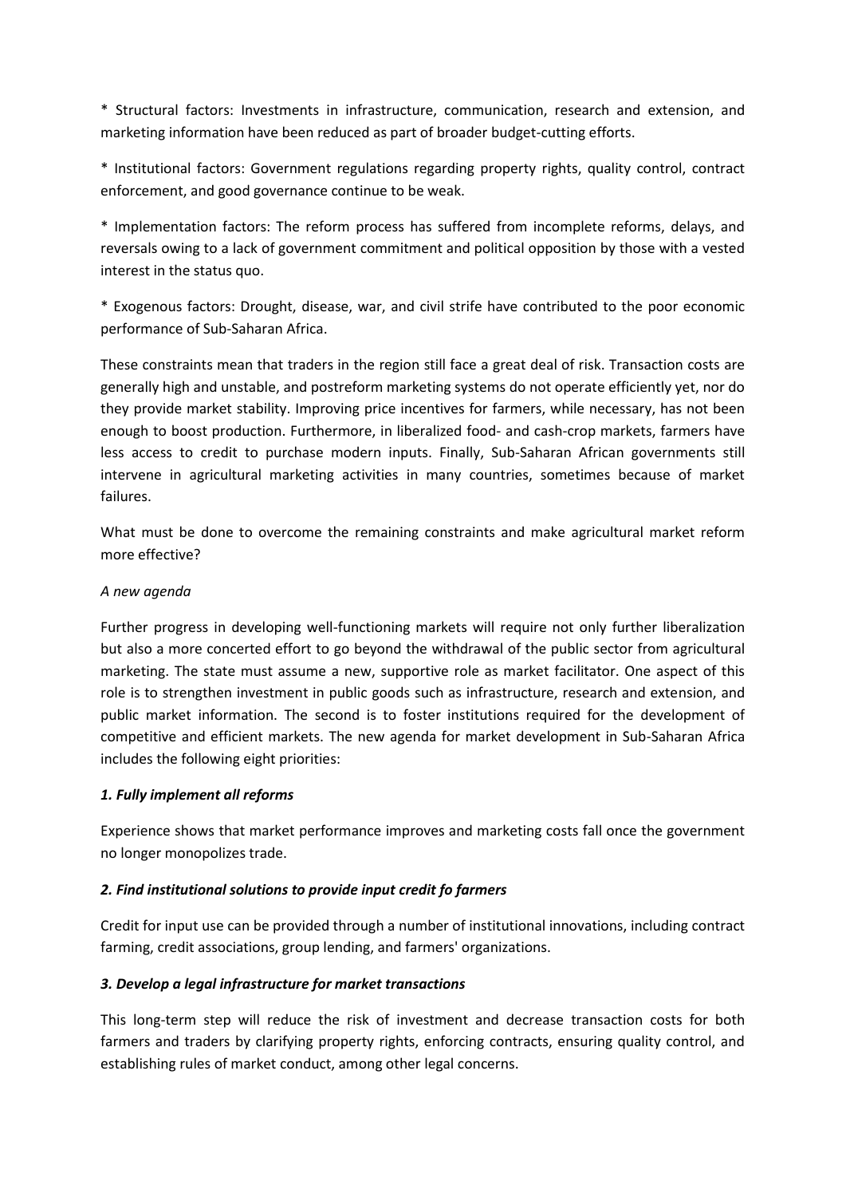* Structural factors: Investments in infrastructure, communication, research and extension, and marketing information have been reduced as part of broader budget-cutting efforts.

* Institutional factors: Government regulations regarding property rights, quality control, contract enforcement, and good governance continue to be weak.

* Implementation factors: The reform process has suffered from incomplete reforms, delays, and reversals owing to a lack of government commitment and political opposition by those with a vested interest in the status quo.

* Exogenous factors: Drought, disease, war, and civil strife have contributed to the poor economic performance of Sub-Saharan Africa.

These constraints mean that traders in the region still face a great deal of risk. Transaction costs are generally high and unstable, and postreform marketing systems do not operate efficiently yet, nor do they provide market stability. Improving price incentives for farmers, while necessary, has not been enough to boost production. Furthermore, in liberalized food- and cash-crop markets, farmers have less access to credit to purchase modern inputs. Finally, Sub-Saharan African governments still intervene in agricultural marketing activities in many countries, sometimes because of market failures.

What must be done to overcome the remaining constraints and make agricultural market reform more effective?

*A new agenda*

Further progress in developing well-functioning markets will require not only further liberalization but also a more concerted effort to go beyond the withdrawal of the public sector from agricultural marketing. The state must assume a new, supportive role as market facilitator. One aspect of this role is to strengthen investment in public goods such as infrastructure, research and extension, and public market information. The second is to foster institutions required for the development of competitive and efficient markets. The new agenda for market development in Sub-Saharan Africa includes the following eight priorities:

***1. Fully implement all reforms***

Experience shows that market performance improves and marketing costs fall once the government no longer monopolizes trade.

***2. Find institutional solutions to provide input credit fo farmers***

Credit for input use can be provided through a number of institutional innovations, including contract farming, credit associations, group lending, and farmers' organizations.

***3. Develop a legal infrastructure for market transactions***

This long-term step will reduce the risk of investment and decrease transaction costs for both farmers and traders by clarifying property rights, enforcing contracts, ensuring quality control, and establishing rules of market conduct, among other legal concerns.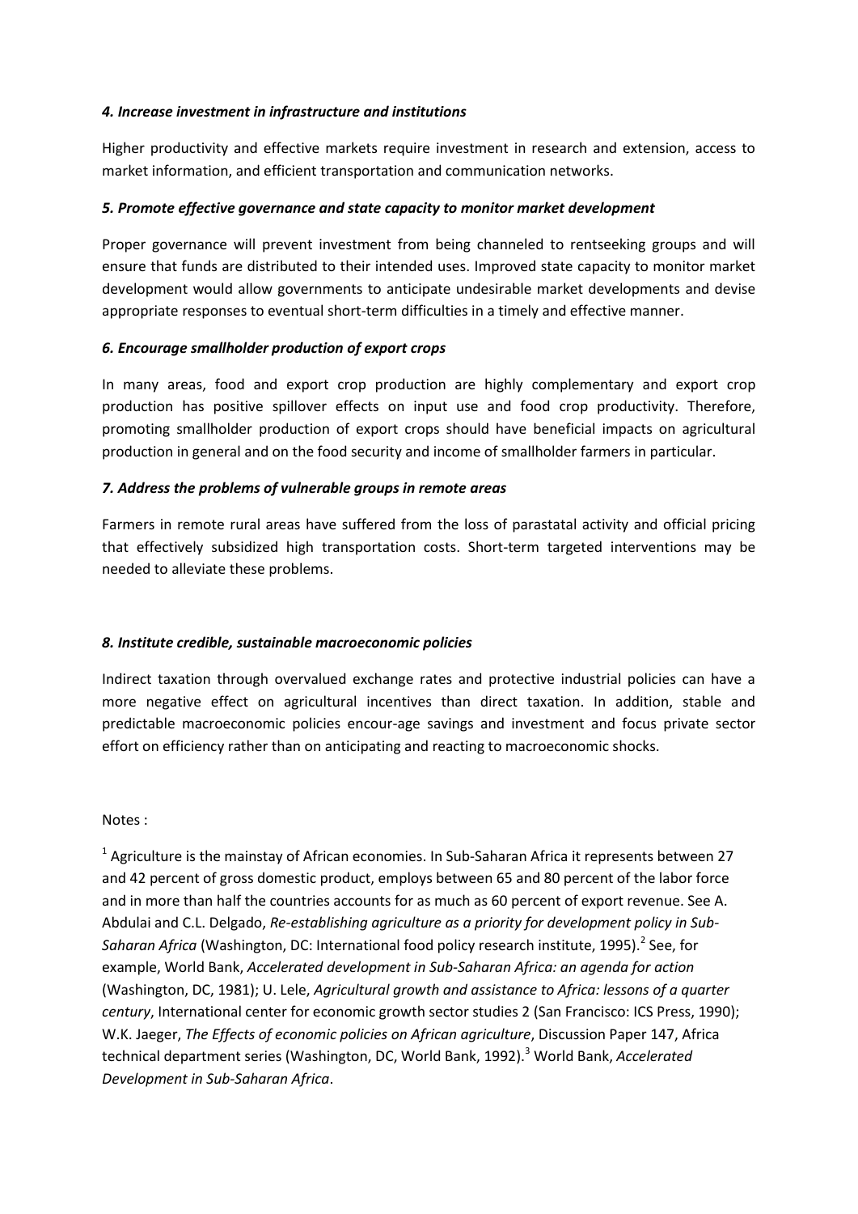### *4. Increase investment in infrastructure and institutions*

Higher productivity and effective markets require investment in research and extension, access to market information, and efficient transportation and communication networks.

### *5. Promote effective governance and state capacity to monitor market development*

Proper governance will prevent investment from being channeled to rentseeking groups and will ensure that funds are distributed to their intended uses. Improved state capacity to monitor market development would allow governments to anticipate undesirable market developments and devise appropriate responses to eventual short-term difficulties in a timely and effective manner.

### *6. Encourage smallholder production of export crops*

In many areas, food and export crop production are highly complementary and export crop production has positive spillover effects on input use and food crop productivity. Therefore, promoting smallholder production of export crops should have beneficial impacts on agricultural production in general and on the food security and income of smallholder farmers in particular.

### *7. Address the problems of vulnerable groups in remote areas*

Farmers in remote rural areas have suffered from the loss of parastatal activity and official pricing that effectively subsidized high transportation costs. Short-term targeted interventions may be needed to alleviate these problems.

### *8. Institute credible, sustainable macroeconomic policies*

Indirect taxation through overvalued exchange rates and protective industrial policies can have a more negative effect on agricultural incentives than direct taxation. In addition, stable and predictable macroeconomic policies encour-age savings and investment and focus private sector effort on efficiency rather than on anticipating and reacting to macroeconomic shocks.

Notes :

[1] Agriculture is the mainstay of African economies. In Sub-Saharan Africa it represents between 27 and 42 percent of gross domestic product, employs between 65 and 80 percent of the labor force and in more than half the countries accounts for as much as 60 percent of export revenue. See A. Abdulai and C.L. Delgado, *Re-establishing agriculture as a priority for development policy in Sub-Saharan Africa* (Washington, DC: International food policy research institute, 1995).[2] See, for example, World Bank, *Accelerated development in Sub-Saharan Africa: an agenda for action* (Washington, DC, 1981); U. Lele, *Agricultural growth and assistance to Africa: lessons of a quarter century*, International center for economic growth sector studies 2 (San Francisco: ICS Press, 1990); W.K. Jaeger, *The Effects of economic policies on African agriculture*, Discussion Paper 147, Africa technical department series (Washington, DC, World Bank, 1992).[3] World Bank, *Accelerated Development in Sub-Saharan Africa*.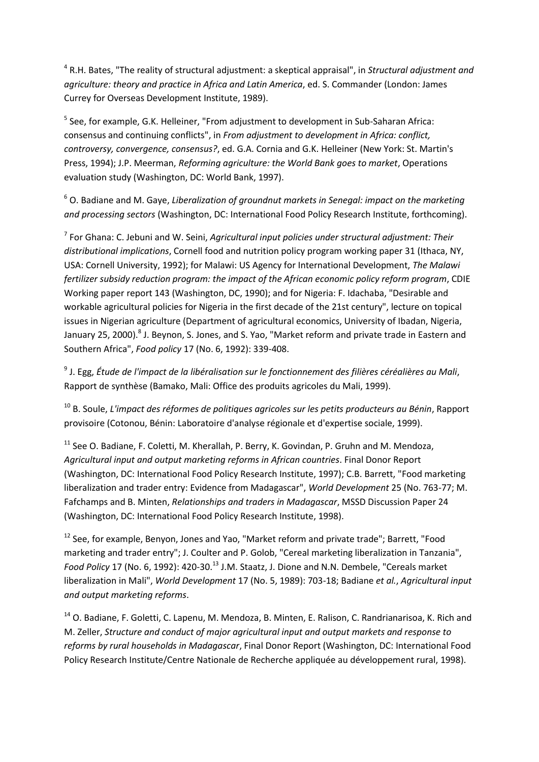[4] R.H. Bates, "The reality of structural adjustment: a skeptical appraisal", in *Structural adjustment and agriculture: theory and practice in Africa and Latin America*, ed. S. Commander (London: James Currey for Overseas Development Institute, 1989).

[5] See, for example, G.K. Helleiner, "From adjustment to development in Sub-Saharan Africa: consensus and continuing conflicts", in *From adjustment to development in Africa: conflict, controversy, convergence, consensus?*, ed. G.A. Cornia and G.K. Helleiner (New York: St. Martin's Press, 1994); J.P. Meerman, *Reforming agriculture: the World Bank goes to market*, Operations evaluation study (Washington, DC: World Bank, 1997).

[6] O. Badiane and M. Gaye, *Liberalization of groundnut markets in Senegal: impact on the marketing and processing sectors* (Washington, DC: International Food Policy Research Institute, forthcoming).

[7] For Ghana: C. Jebuni and W. Seini, *Agricultural input policies under structural adjustment: Their distributional implications*, Cornell food and nutrition policy program working paper 31 (Ithaca, NY, USA: Cornell University, 1992); for Malawi: US Agency for International Development, *The Malawi fertilizer subsidy reduction program: the impact of the African economic policy reform program*, CDIE Working paper report 143 (Washington, DC, 1990); and for Nigeria: F. Idachaba, "Desirable and workable agricultural policies for Nigeria in the first decade of the 21st century", lecture on topical issues in Nigerian agriculture (Department of agricultural economics, University of Ibadan, Nigeria, January 25, 2000).[8] J. Beynon, S. Jones, and S. Yao, "Market reform and private trade in Eastern and Southern Africa", *Food policy* 17 (No. 6, 1992): 339-408.

[9] J. Egg, *Étude de l'impact de la libéralisation sur le fonctionnement des filières céréalières au Mali*, Rapport de synthèse (Bamako, Mali: Office des produits agricoles du Mali, 1999).

[10] B. Soule, *L'impact des réformes de politiques agricoles sur les petits producteurs au Bénin*, Rapport provisoire (Cotonou, Bénin: Laboratoire d'analyse régionale et d'expertise sociale, 1999).

[11] See O. Badiane, F. Coletti, M. Kherallah, P. Berry, K. Govindan, P. Gruhn and M. Mendoza, *Agricultural input and output marketing reforms in African countries*. Final Donor Report (Washington, DC: International Food Policy Research Institute, 1997); C.B. Barrett, "Food marketing liberalization and trader entry: Evidence from Madagascar", *World Development* 25 (No. 763-77; M. Fafchamps and B. Minten, *Relationships and traders in Madagascar*, MSSD Discussion Paper 24 (Washington, DC: International Food Policy Research Institute, 1998).

[12] See, for example, Benyon, Jones and Yao, "Market reform and private trade"; Barrett, "Food marketing and trader entry"; J. Coulter and P. Golob, "Cereal marketing liberalization in Tanzania", *Food Policy* 17 (No. 6, 1992): 420-30.[13] J.M. Staatz, J. Dione and N.N. Dembele, "Cereals market liberalization in Mali", *World Development* 17 (No. 5, 1989): 703-18; Badiane *et al.*, *Agricultural input and output marketing reforms*.

[14] O. Badiane, F. Goletti, C. Lapenu, M. Mendoza, B. Minten, E. Ralison, C. Randrianarisoa, K. Rich and M. Zeller, *Structure and conduct of major agricultural input and output markets and response to reforms by rural households in Madagascar*, Final Donor Report (Washington, DC: International Food Policy Research Institute/Centre Nationale de Recherche appliquée au développement rural, 1998).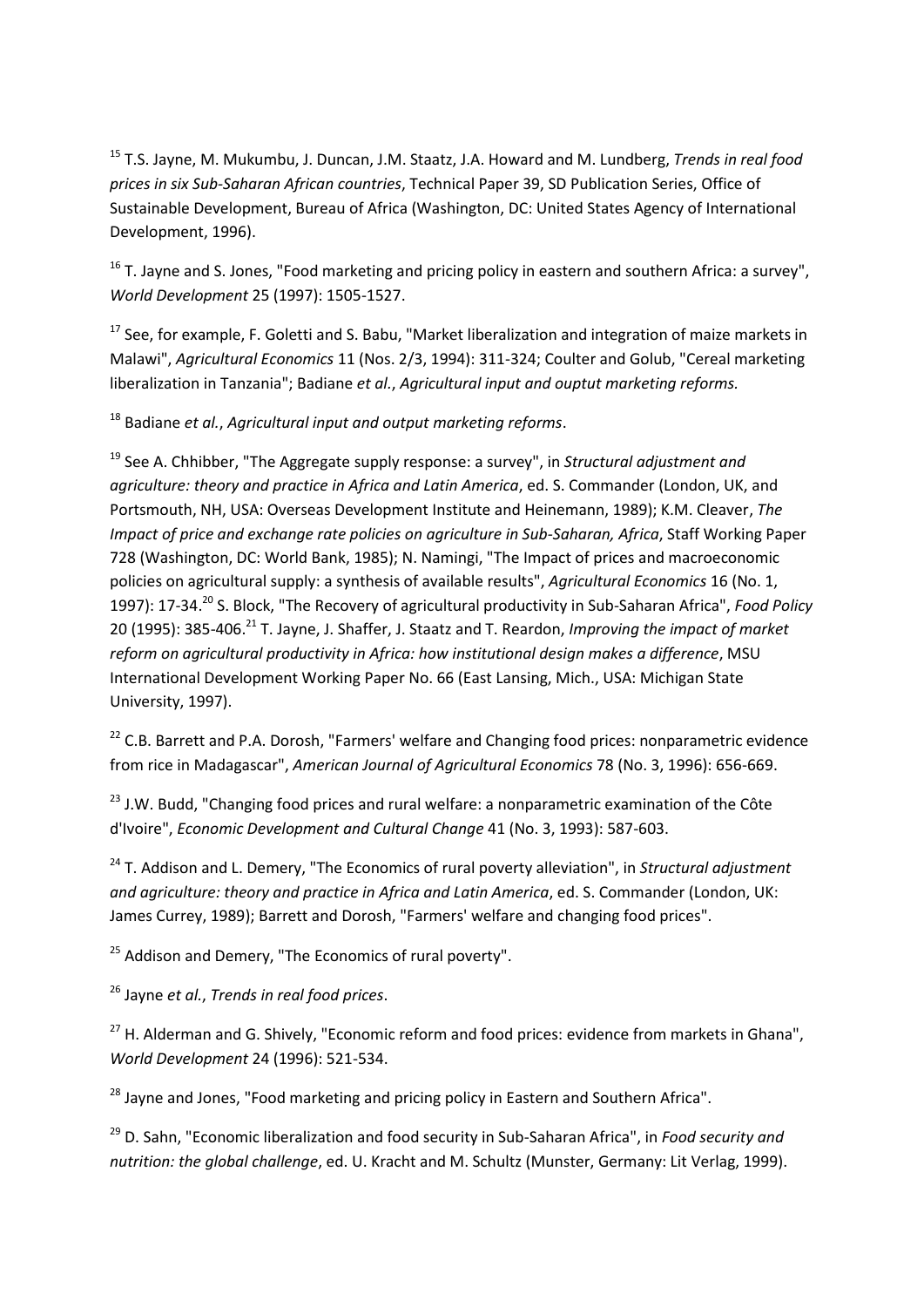[15] T.S. Jayne, M. Mukumbu, J. Duncan, J.M. Staatz, J.A. Howard and M. Lundberg, *Trends in real food prices in six Sub-Saharan African countries*, Technical Paper 39, SD Publication Series, Office of Sustainable Development, Bureau of Africa (Washington, DC: United States Agency of International Development, 1996).

[16] T. Jayne and S. Jones, "Food marketing and pricing policy in eastern and southern Africa: a survey", *World Development* 25 (1997): 1505-1527.

[17] See, for example, F. Goletti and S. Babu, "Market liberalization and integration of maize markets in Malawi", *Agricultural Economics* 11 (Nos. 2/3, 1994): 311-324; Coulter and Golub, "Cereal marketing liberalization in Tanzania"; Badiane *et al.*, *Agricultural input and ouptut marketing reforms.*

[18] Badiane *et al.*, *Agricultural input and output marketing reforms*.

[19] See A. Chhibber, "The Aggregate supply response: a survey", in *Structural adjustment and agriculture: theory and practice in Africa and Latin America*, ed. S. Commander (London, UK, and Portsmouth, NH, USA: Overseas Development Institute and Heinemann, 1989); K.M. Cleaver, *The Impact of price and exchange rate policies on agriculture in Sub-Saharan, Africa*, Staff Working Paper 728 (Washington, DC: World Bank, 1985); N. Namingi, "The Impact of prices and macroeconomic policies on agricultural supply: a synthesis of available results", *Agricultural Economics* 16 (No. 1, 1997): 17-34.[20] S. Block, "The Recovery of agricultural productivity in Sub-Saharan Africa", *Food Policy* 20 (1995): 385-406.[21] T. Jayne, J. Shaffer, J. Staatz and T. Reardon, *Improving the impact of market reform on agricultural productivity in Africa: how institutional design makes a difference*, MSU International Development Working Paper No. 66 (East Lansing, Mich., USA: Michigan State University, 1997).

[22] C.B. Barrett and P.A. Dorosh, "Farmers' welfare and Changing food prices: nonparametric evidence from rice in Madagascar", *American Journal of Agricultural Economics* 78 (No. 3, 1996): 656-669.

[23] J.W. Budd, "Changing food prices and rural welfare: a nonparametric examination of the Côte d'Ivoire", *Economic Development and Cultural Change* 41 (No. 3, 1993): 587-603.

[24] T. Addison and L. Demery, "The Economics of rural poverty alleviation", in *Structural adjustment and agriculture: theory and practice in Africa and Latin America*, ed. S. Commander (London, UK: James Currey, 1989); Barrett and Dorosh, "Farmers' welfare and changing food prices".

[25] Addison and Demery, "The Economics of rural poverty".

[26] Jayne *et al.*, *Trends in real food prices*.

[27] H. Alderman and G. Shively, "Economic reform and food prices: evidence from markets in Ghana", *World Development* 24 (1996): 521-534.

[28] Jayne and Jones, "Food marketing and pricing policy in Eastern and Southern Africa".

[29] D. Sahn, "Economic liberalization and food security in Sub-Saharan Africa", in *Food security and nutrition: the global challenge*, ed. U. Kracht and M. Schultz (Munster, Germany: Lit Verlag, 1999).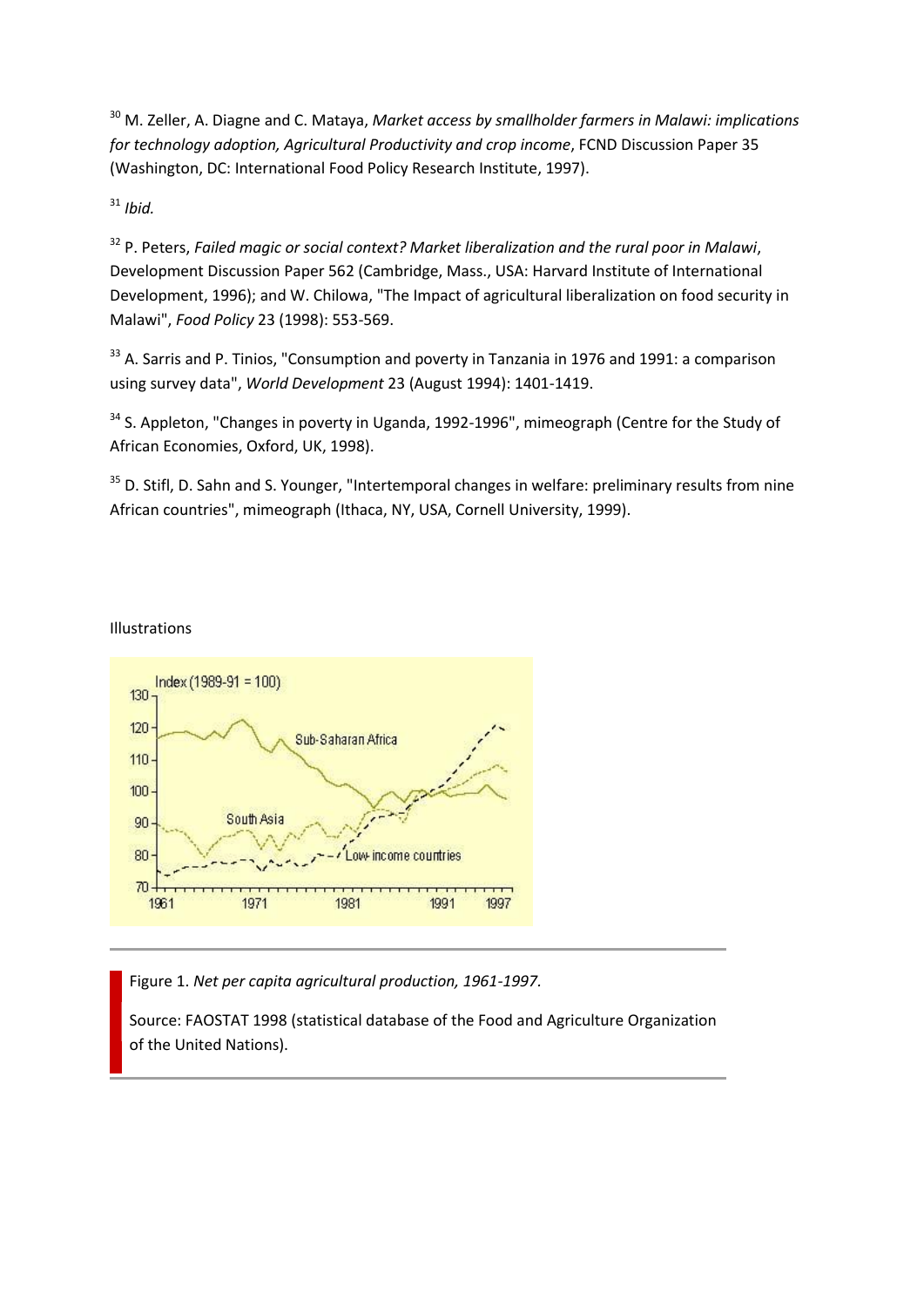[30] M. Zeller, A. Diagne and C. Mataya, *Market access by smallholder farmers in Malawi: implications for technology adoption, Agricultural Productivity and crop income*, FCND Discussion Paper 35 (Washington, DC: International Food Policy Research Institute, 1997).

[31] *Ibid.*

[32] P. Peters, *Failed magic or social context? Market liberalization and the rural poor in Malawi*, Development Discussion Paper 562 (Cambridge, Mass., USA: Harvard Institute of International Development, 1996); and W. Chilowa, "The Impact of agricultural liberalization on food security in Malawi", *Food Policy* 23 (1998): 553-569.

[33] A. Sarris and P. Tinios, "Consumption and poverty in Tanzania in 1976 and 1991: a comparison using survey data", *World Development* 23 (August 1994): 1401-1419.

[34] S. Appleton, "Changes in poverty in Uganda, 1992-1996", mimeograph (Centre for the Study of African Economies, Oxford, UK, 1998).

[35] D. Stifl, D. Sahn and S. Younger, "Intertemporal changes in welfare: preliminary results from nine African countries", mimeograph (Ithaca, NY, USA, Cornell University, 1999).

Illustrations

Index (1989-91 = 100)
130
120
110
100
90
80
70
1961
1971
1981
1991
1997
Sub-Saharan Africa
South Asia
Low-income countries

Figure 1. *Net per capita agricultural production, 1961-1997.*

Source: FAOSTAT 1998 (statistical database of the Food and Agriculture Organization of the United Nations).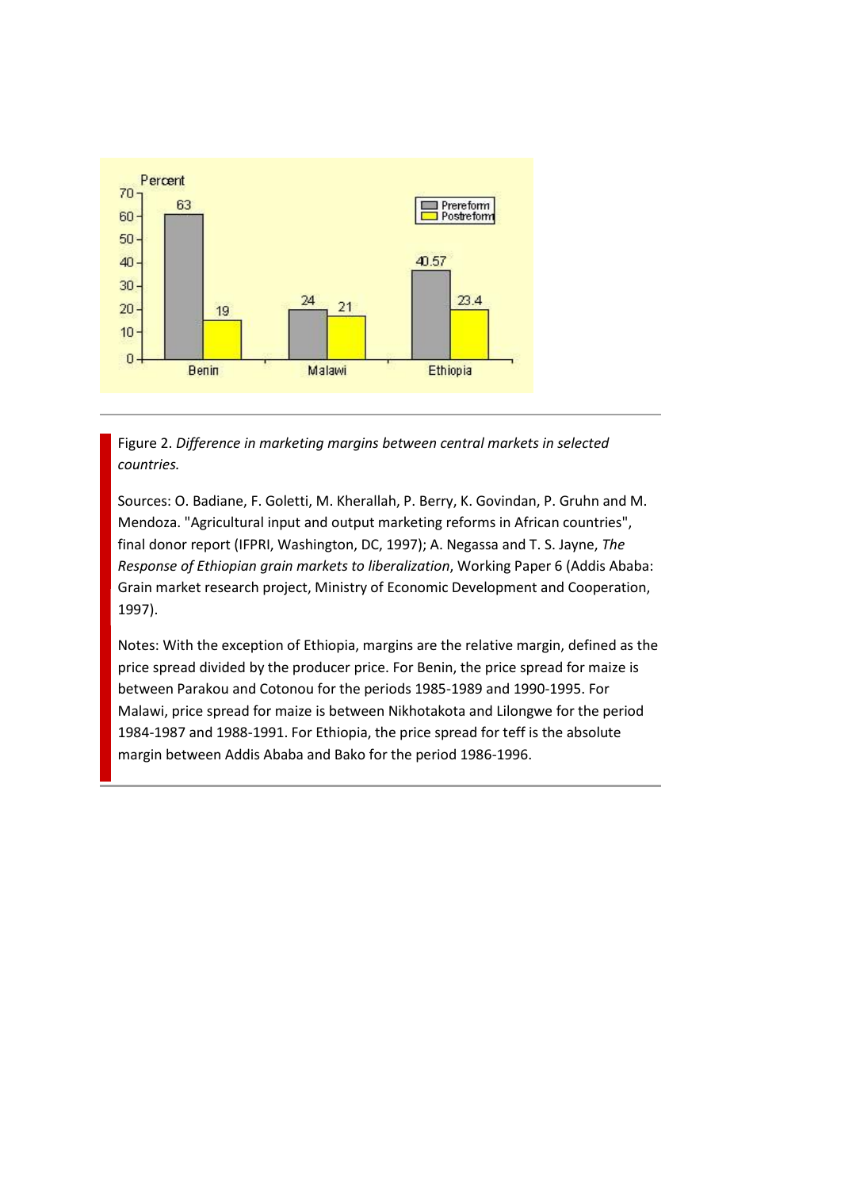Percent

70
60
50
40
30
20
10
0

63
19
24
21
40.57
23.4

Prereform
Postreform

Benin
Malawi
Ethiopia

Figure 2. *Difference in marketing margins between central markets in selected countries.*

Sources: O. Badiane, F. Goletti, M. Kherallah, P. Berry, K. Govindan, P. Gruhn and M. Mendoza. "Agricultural input and output marketing reforms in African countries", final donor report (IFPRI, Washington, DC, 1997); A. Negassa and T. S. Jayne, *The Response of Ethiopian grain markets to liberalization*, Working Paper 6 (Addis Ababa: Grain market research project, Ministry of Economic Development and Cooperation, 1997).

Notes: With the exception of Ethiopia, margins are the relative margin, defined as the price spread divided by the producer price. For Benin, the price spread for maize is between Parakou and Cotonou for the periods 1985-1989 and 1990-1995. For Malawi, price spread for maize is between Nikhotakota and Lilongwe for the period 1984-1987 and 1988-1991. For Ethiopia, the price spread for teff is the absolute margin between Addis Ababa and Bako for the period 1986-1996.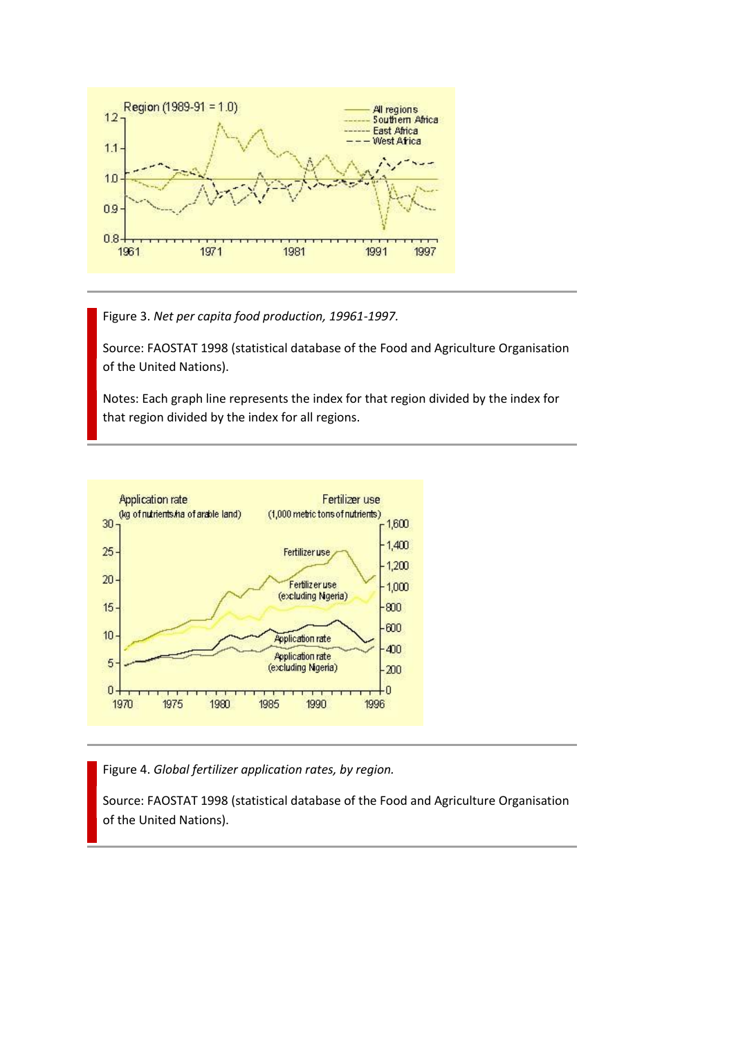Region (1989-91 = 1.0)

1.2
1.1
1.0
0.9
0.8

1961 1971 1981 1991 1997

All regions
Southern Africa
East Africa
West Africa

Figure 3. *Net per capita food production, 19961-1997.*

Source: FAOSTAT 1998 (statistical database of the Food and Agriculture Organisation of the United Nations).

Notes: Each graph line represents the index for that region divided by the index for that region divided by the index for all regions.

Application rate
(kg of nutrients/ha of arable land)

Fertilizer use
(1,000 metric tons of nutrients)

30
25
20
15
10
5
0

1,600
1,400
1,200
1,000
800
600
400
200
0

1970 1975 1980 1985 1990 1996

Fertilizer use

Fertilizer use
(excluding Nigeria)

Application rate

Application rate
(excluding Nigeria)

Figure 4. *Global fertilizer application rates, by region.*

Source: FAOSTAT 1998 (statistical database of the Food and Agriculture Organisation of the United Nations).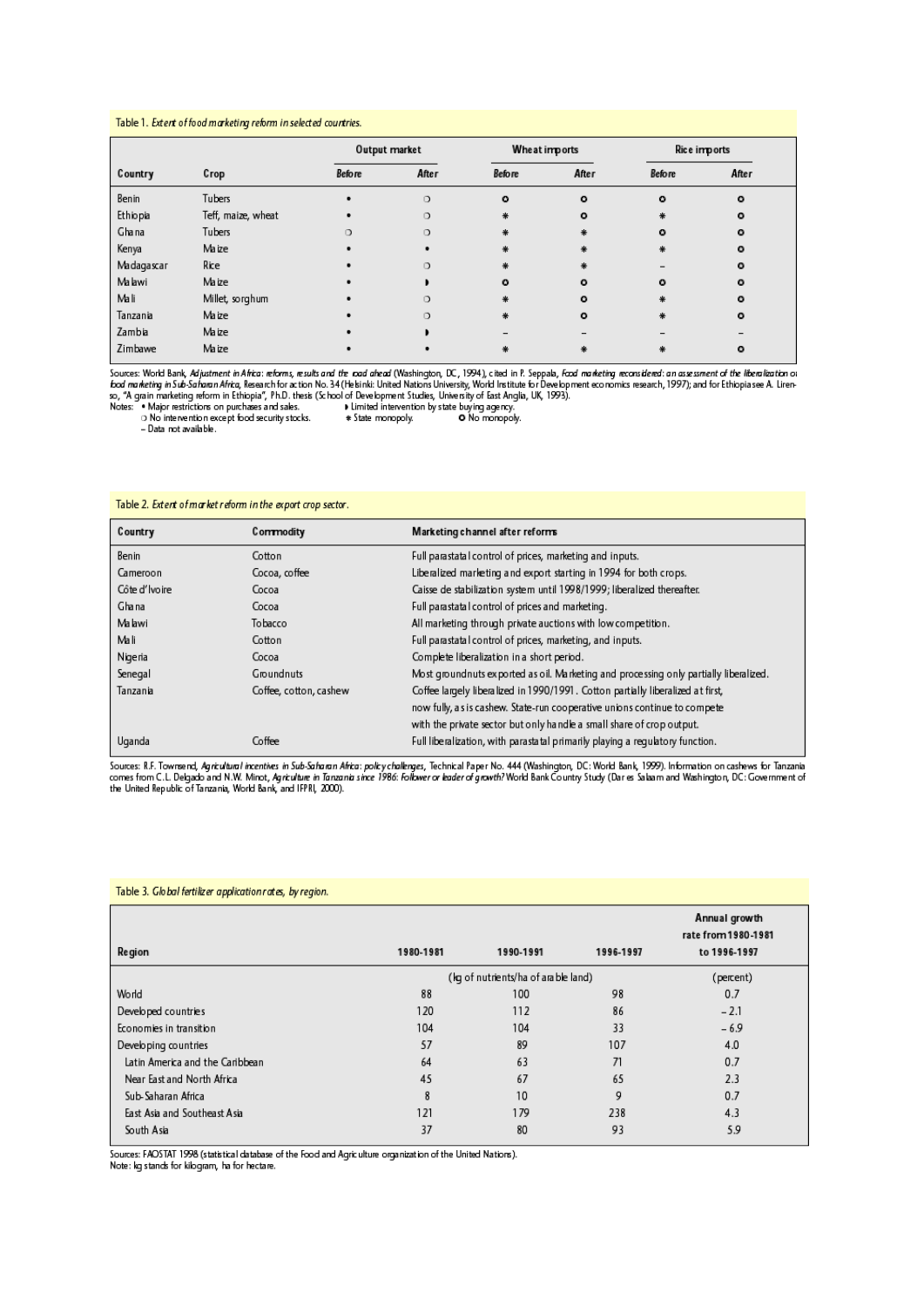Table 1. *Extent of food marketing reform in selected countries.*

| | | Output market | | Wheat imports | | Rice imports | |
|---|---|---|---|---|---|---|---|
| **Country** | **Crop** | *Before* | *After* | *Before* | *After* | *Before* | *After* |
| Benin | Tubers | • | ❍ | ✪ | ✪ | ✪ | ✪ |
| Ethiopia | Teff, maize, wheat | • | ❍ | ✻ | ✪ | ✻ | ✪ |
| Ghana | Tubers | ❍ | ❍ | ✻ | ✻ | ✪ | ✪ |
| Kenya | Maize | • | • | ✻ | ✻ | ✻ | ✪ |
| Madagascar | Rice | • | ❍ | ✻ | ✻ | – | ✪ |
| Malawi | Maize | • | ◗ | ✪ | ✪ | ✪ | ✪ |
| Mali | Millet, sorghum | • | ❍ | ✻ | ✪ | ✻ | ✪ |
| Tanzania | Maize | • | ❍ | ✻ | ✪ | ✻ | ✪ |
| Zambia | Maize | • | ◗ | – | – | – | – |
| Zimbabwe | Maize | • | • | ✻ | ✻ | ✻ | ✪ |

Sources: World Bank, *Adjustment in Africa: reforms, results and the road ahead* (Washington, DC, 1994), cited in P. Seppala, *Food marketing reconsidered: an assessment of the liberalization of food marketing in Sub-Saharan Africa*, Research for action No. 34 (Helsinki: United Nations University, World Institute for Development economics research, 1997); and for Ethiopia see A. Lirenso, "A grain marketing reform in Ethiopia", Ph.D. thesis (School of Development Studies, University of East Anglia, UK, 1993).

Notes: • Major restrictions on purchases and sales. ◗ Limited intervention by state buying agency.
❍ No intervention except food security stocks. ✻ State monopoly. ✪ No monopoly.
– Data not available.

Table 2. *Extent of market reform in the export crop sector.*

| Country | Commodity | Marketing channel after reforms |
|---|---|---|
| Benin | Cotton | Full parastatal control of prices, marketing and inputs. |
| Cameroon | Cocoa, coffee | Liberalized marketing and export starting in 1994 for both crops. |
| Côte d'Ivoire | Cocoa | Caisse de stabilization system until 1998/1999; liberalized thereafter. |
| Ghana | Cocoa | Full parastatal control of prices and marketing. |
| Malawi | Tobacco | All marketing through private auctions with low competition. |
| Mali | Cotton | Full parastatal control of prices, marketing, and inputs. |
| Nigeria | Cocoa | Complete liberalization in a short period. |
| Senegal | Groundnuts | Most groundnuts exported as oil. Marketing and processing only partially liberalized. |
| Tanzania | Coffee, cotton, cashew | Coffee largely liberalized in 1990/1991. Cotton partially liberalized at first, now fully, as is cashew. State-run cooperative unions continue to compete with the private sector but only handle a small share of crop output. |
| Uganda | Coffee | Full liberalization, with parastatal primarily playing a regulatory function. |

Sources: R.F. Townsend, *Agricultural incentives in Sub-Saharan Africa: policy challenges*, Technical Paper No. 444 (Washington, DC: World Bank, 1999). Information on cashews for Tanzania comes from C.L. Delgado and N.W. Minot, *Agriculture in Tanzania since 1986: Follower or leader of growth?* World Bank Country Study (Dar es Salaam and Washington, DC: Government of the United Republic of Tanzania, World Bank, and IFPRI, 2000).

Table 3. *Global fertilizer application rates, by region.*

| Region | 1980-1981 | 1990-1991 | 1996-1997 | Annual growth rate from 1980-1981 to 1996-1997 |
|---|---|---|---|---|
| | (kg of nutrients/ha of arable land) | | | (percent) |
| World | 88 | 100 | 98 | 0.7 |
| Developed countries | 120 | 112 | 86 | – 2.1 |
| Economies in transition | 104 | 104 | 33 | – 6.9 |
| Developing countries | 57 | 89 | 107 | 4.0 |
| Latin America and the Caribbean | 64 | 63 | 71 | 0.7 |
| Near East and North Africa | 45 | 67 | 65 | 2.3 |
| Sub-Saharan Africa | 8 | 10 | 9 | 0.7 |
| East Asia and Southeast Asia | 121 | 179 | 238 | 4.3 |
| South Asia | 37 | 80 | 93 | 5.9 |

Sources: FAOSTAT 1998 (statistical database of the Food and Agriculture organization of the United Nations).
Note: kg stands for kilogram, ha for hectare.